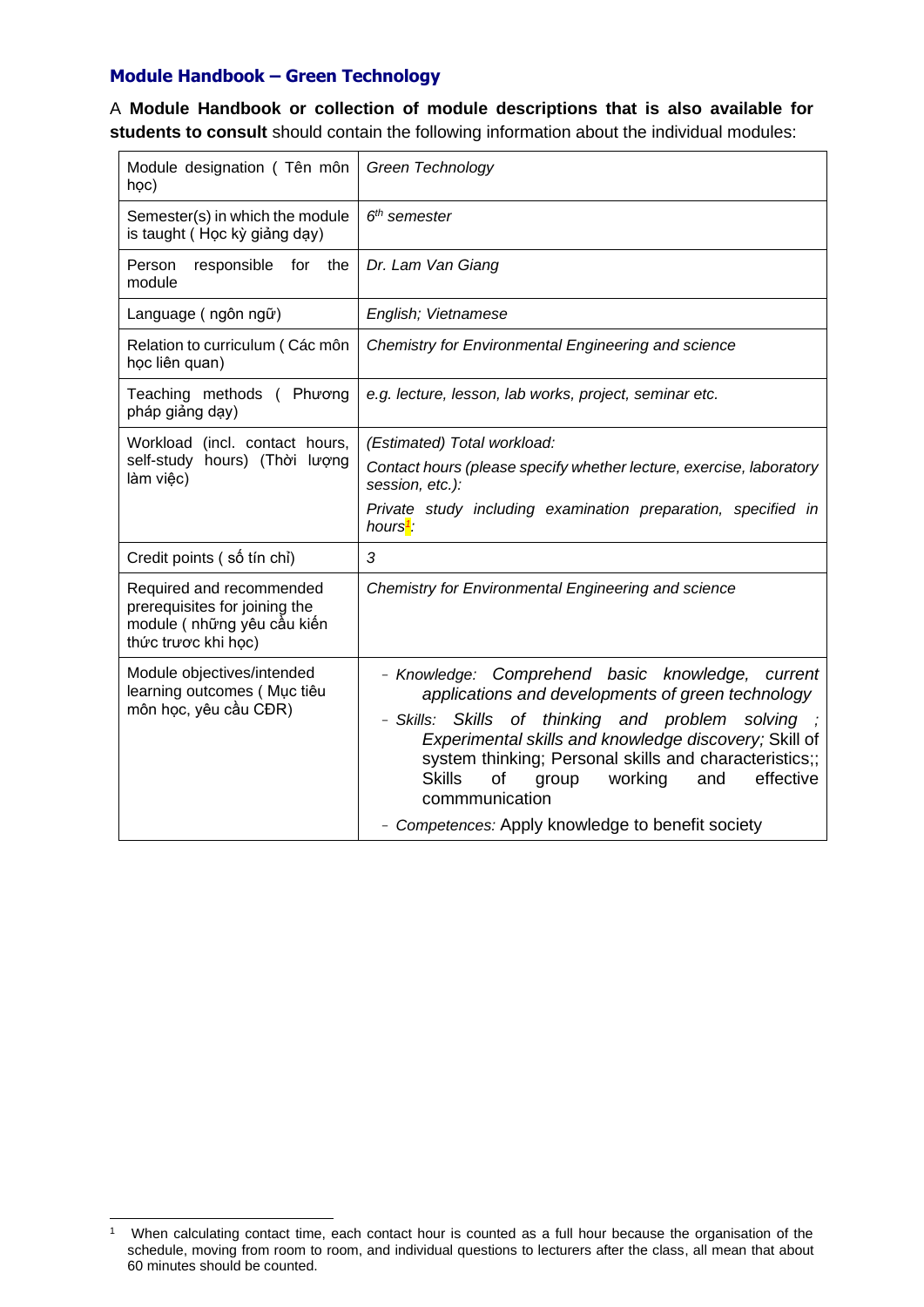## Module Handbook – Green Technology

A **Module Handbook or collection of module descriptions that is also available for students to consult** should contain the following information about the individual modules:

| | |
|---|---|
| Module designation ( Tên môn học) | *Green Technology* |
| Semester(s) in which the module is taught ( Học kỳ giảng dạy) | *6th semester* |
| Person responsible for the module | *Dr. Lam Van Giang* |
| Language ( ngôn ngữ) | *English; Vietnamese* |
| Relation to curriculum ( Các môn học liên quan) | *Chemistry for Environmental Engineering and science* |
| Teaching methods ( Phương pháp giảng dạy) | *e.g. lecture, lesson, lab works, project, seminar etc.* |
| Workload (incl. contact hours, self-study hours) (Thời lượng làm việc) | *(Estimated) Total workload:*<br>*Contact hours (please specify whether lecture, exercise, laboratory session, etc.):*<br>*Private study including examination preparation, specified in hours[1]:* |
| Credit points ( số tín chỉ) | *3* |
| Required and recommended prerequisites for joining the module ( những yêu cầu kiến thức trươc khi học) | *Chemistry for Environmental Engineering and science* |
| Module objectives/intended learning outcomes ( Mục tiêu môn học, yêu cầu CĐR) | - *Knowledge: Comprehend basic knowledge, current applications and developments of green technology*<br>- *Skills: Skills of thinking and problem solving ; Experimental skills and knowledge discovery;* Skill of system thinking; Personal skills and characteristics;; Skills of group working and effective commmunication<br>- *Competences:* Apply knowledge to benefit society |

[1] When calculating contact time, each contact hour is counted as a full hour because the organisation of the schedule, moving from room to room, and individual questions to lecturers after the class, all mean that about 60 minutes should be counted.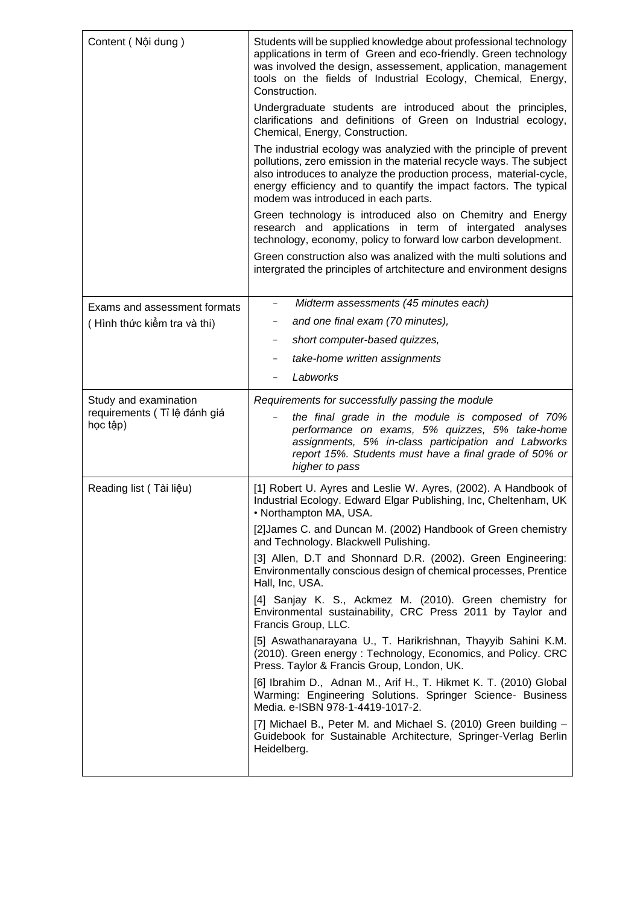| | |
|---|---|
| Content ( Nội dung ) | Students will be supplied knowledge about professional technology applications in term of Green and eco-friendly. Green technology was involved the design, assessement, application, management tools on the fields of Industrial Ecology, Chemical, Energy, Construction.<br><br>Undergraduate students are introduced about the principles, clarifications and definitions of Green on Industrial ecology, Chemical, Energy, Construction.<br><br>The industrial ecology was analyzied with the principle of prevent pollutions, zero emission in the material recycle ways. The subject also introduces to analyze the production process, material-cycle, energy efficiency and to quantify the impact factors. The typical modem was introduced in each parts.<br><br>Green technology is introduced also on Chemitry and Energy research and applications in term of intergated analyses technology, economy, policy to forward low carbon development.<br><br>Green construction also was analized with the multi solutions and intergrated the principles of artchitecture and environment designs |
| Exams and assessment formats ( Hình thức kiểm tra và thi) | - *Midterm assessments (45 minutes each)*<br>- *and one final exam (70 minutes),*<br>- *short computer-based quizzes,*<br>- *take-home written assignments*<br>- *Labworks* |
| Study and examination requirements ( Tỉ lệ đánh giá học tập) | *Requirements for successfully passing the module*<br>- *the final grade in the module is composed of 70% performance on exams, 5% quizzes, 5% take-home assignments, 5% in-class participation and Labworks report 15%. Students must have a final grade of 50% or higher to pass* |
| Reading list ( Tài liệu) | [1] Robert U. Ayres and Leslie W. Ayres, (2002). A Handbook of Industrial Ecology. Edward Elgar Publishing, Inc, Cheltenham, UK • Northampton MA, USA.<br><br>[2]James C. and Duncan M. (2002) Handbook of Green chemistry and Technology. Blackwell Pulishing.<br><br>[3] Allen, D.T and Shonnard D.R. (2002). Green Engineering: Environmentally conscious design of chemical processes, Prentice Hall, Inc, USA.<br><br>[4] Sanjay K. S., Ackmez M. (2010). Green chemistry for Environmental sustainability, CRC Press 2011 by Taylor and Francis Group, LLC.<br><br>[5] Aswathanarayana U., T. Harikrishnan, Thayyib Sahini K.M. (2010). Green energy : Technology, Economics, and Policy. CRC Press. Taylor & Francis Group, London, UK.<br><br>[6] Ibrahim D., Adnan M., Arif H., T. Hikmet K. T. (2010) Global Warming: Engineering Solutions. Springer Science- Business Media. e-ISBN 978-1-4419-1017-2.<br><br>[7] Michael B., Peter M. and Michael S. (2010) Green building – Guidebook for Sustainable Architecture, Springer-Verlag Berlin Heidelberg. |